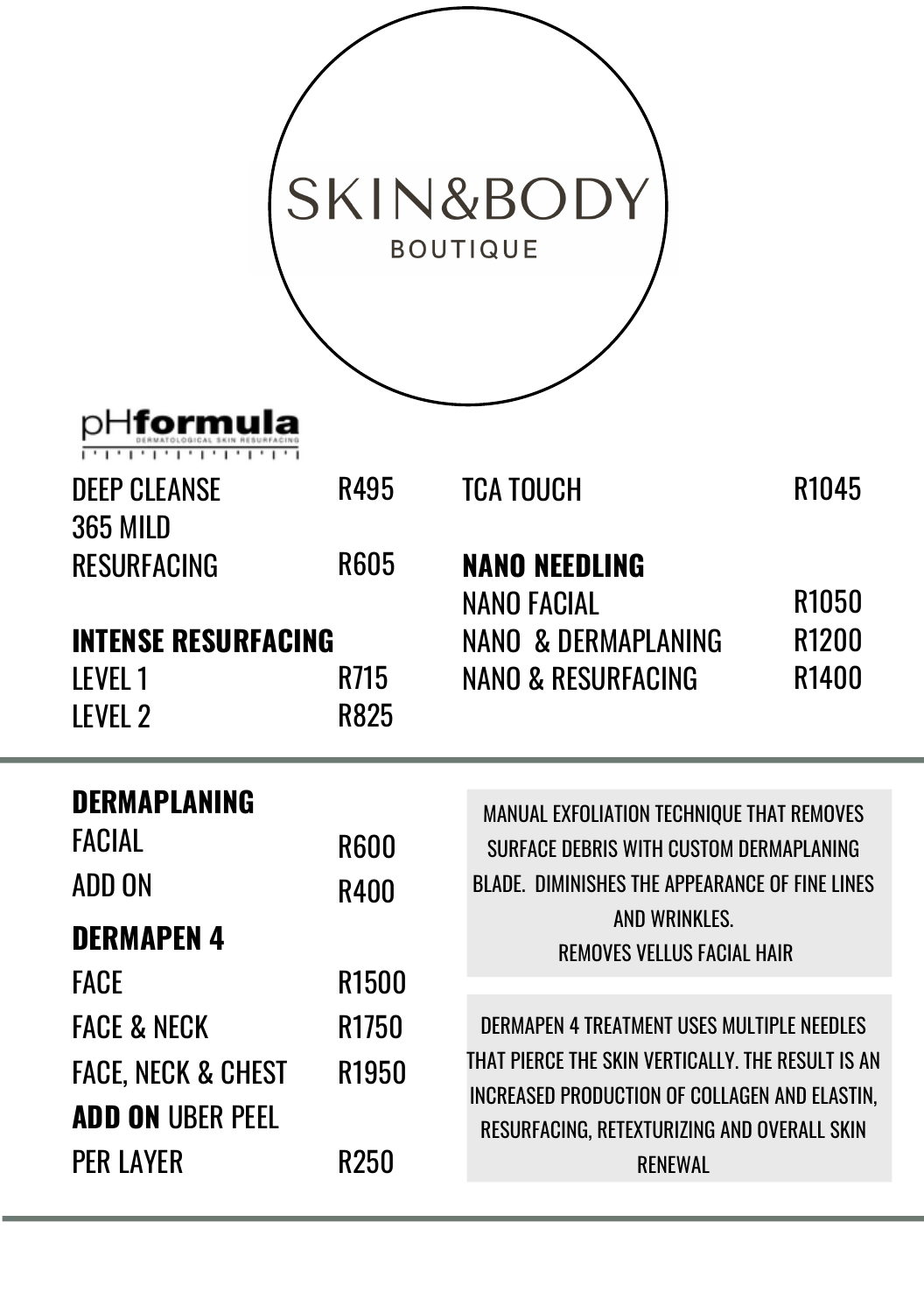# SKIN&BODY

BOUTIQUE

## pHformula

DERMATOLOGICAL SKIN RESURFACING

| Treatment | Price |
| --- | --- |
| DEEP CLEANSE | R495 |
| 365 MILD RESURFACING | R605 |

**INTENSE RESURFACING**

| Treatment | Price |
| --- | --- |
| LEVEL 1 | R715 |
| LEVEL 2 | R825 |

| Treatment | Price |
| --- | --- |
| TCA TOUCH | R1045 |

**NANO NEEDLING**

| Treatment | Price |
| --- | --- |
| NANO FACIAL | R1050 |
| NANO & DERMAPLANING | R1200 |
| NANO & RESURFACING | R1400 |

---

**DERMAPLANING**

| Treatment | Price |
| --- | --- |
| FACIAL | R600 |
| ADD ON | R400 |

MANUAL EXFOLIATION TECHNIQUE THAT REMOVES SURFACE DEBRIS WITH CUSTOM DERMAPLANING BLADE. DIMINISHES THE APPEARANCE OF FINE LINES AND WRINKLES.
REMOVES VELLUS FACIAL HAIR

**DERMAPEN 4**

| Treatment | Price |
| --- | --- |
| FACE | R1500 |
| FACE & NECK | R1750 |
| FACE, NECK & CHEST | R1950 |

**ADD ON** UBER PEEL

| Treatment | Price |
| --- | --- |
| PER LAYER | R250 |

DERMAPEN 4 TREATMENT USES MULTIPLE NEEDLES THAT PIERCE THE SKIN VERTICALLY. THE RESULT IS AN INCREASED PRODUCTION OF COLLAGEN AND ELASTIN, RESURFACING, RETEXTURIZING AND OVERALL SKIN RENEWAL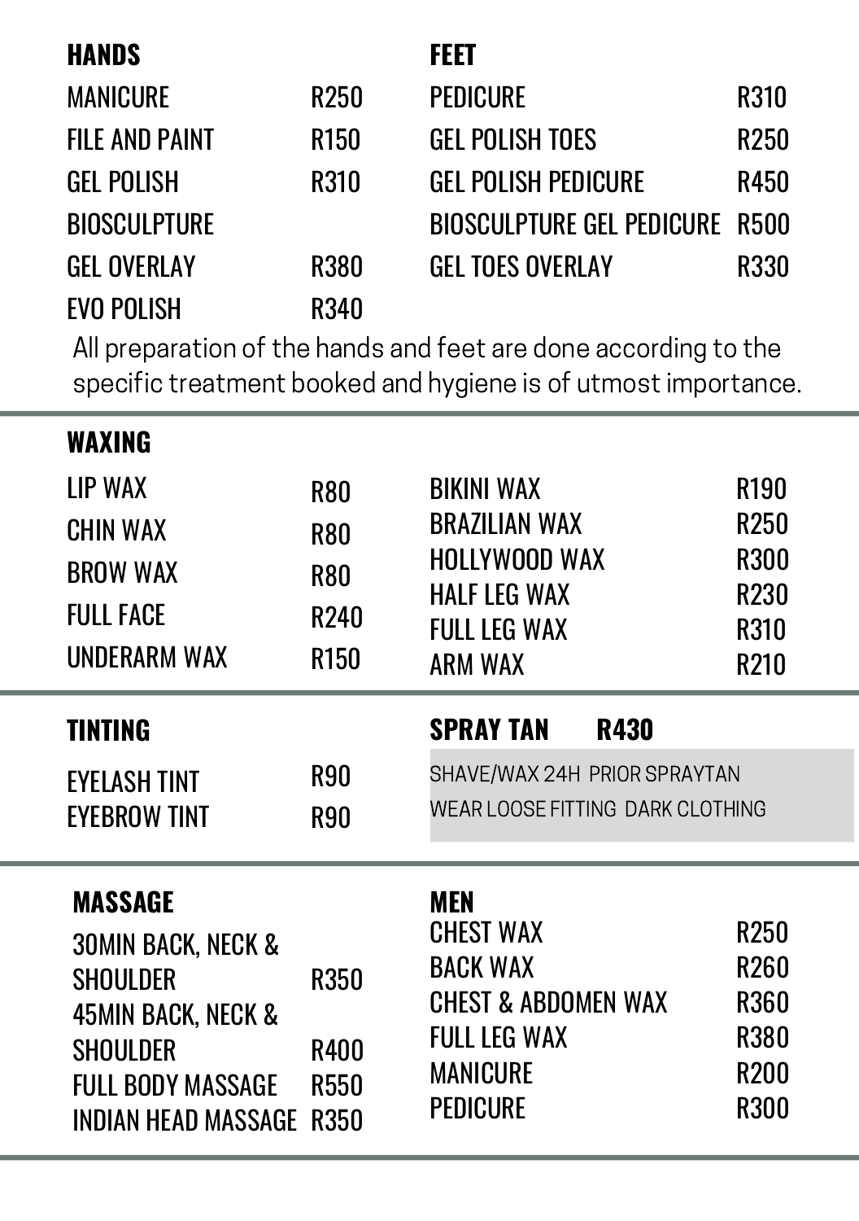## HANDS

| Service | Price |
|---|---|
| MANICURE | R250 |
| FILE AND PAINT | R150 |
| GEL POLISH | R310 |
| BIOSCULPTURE | |
| GEL OVERLAY | R380 |
| EVO POLISH | R340 |

## FEET

| Service | Price |
|---|---|
| PEDICURE | R310 |
| GEL POLISH TOES | R250 |
| GEL POLISH PEDICURE | R450 |
| BIOSCULPTURE GEL PEDICURE | R500 |
| GEL TOES OVERLAY | R330 |

All preparation of the hands and feet are done according to the specific treatment booked and hygiene is of utmost importance.

## WAXING

| Service | Price |
|---|---|
| LIP WAX | R80 |
| CHIN WAX | R80 |
| BROW WAX | R80 |
| FULL FACE | R240 |
| UNDERARM WAX | R150 |
| BIKINI WAX | R190 |
| BRAZILIAN WAX | R250 |
| HOLLYWOOD WAX | R300 |
| HALF LEG WAX | R230 |
| FULL LEG WAX | R310 |
| ARM WAX | R210 |

## TINTING

| Service | Price |
|---|---|
| EYELASH TINT | R90 |
| EYEBROW TINT | R90 |

## SPRAY TAN R430

SHAVE/WAX 24H PRIOR SPRAYTAN
WEAR LOOSE FITTING DARK CLOTHING

## MASSAGE

| Service | Price |
|---|---|
| 30MIN BACK, NECK & SHOULDER | R350 |
| 45MIN BACK, NECK & SHOULDER | R400 |
| FULL BODY MASSAGE | R550 |
| INDIAN HEAD MASSAGE | R350 |

## MEN

| Service | Price |
|---|---|
| CHEST WAX | R250 |
| BACK WAX | R260 |
| CHEST & ABDOMEN WAX | R360 |
| FULL LEG WAX | R380 |
| MANICURE | R200 |
| PEDICURE | R300 |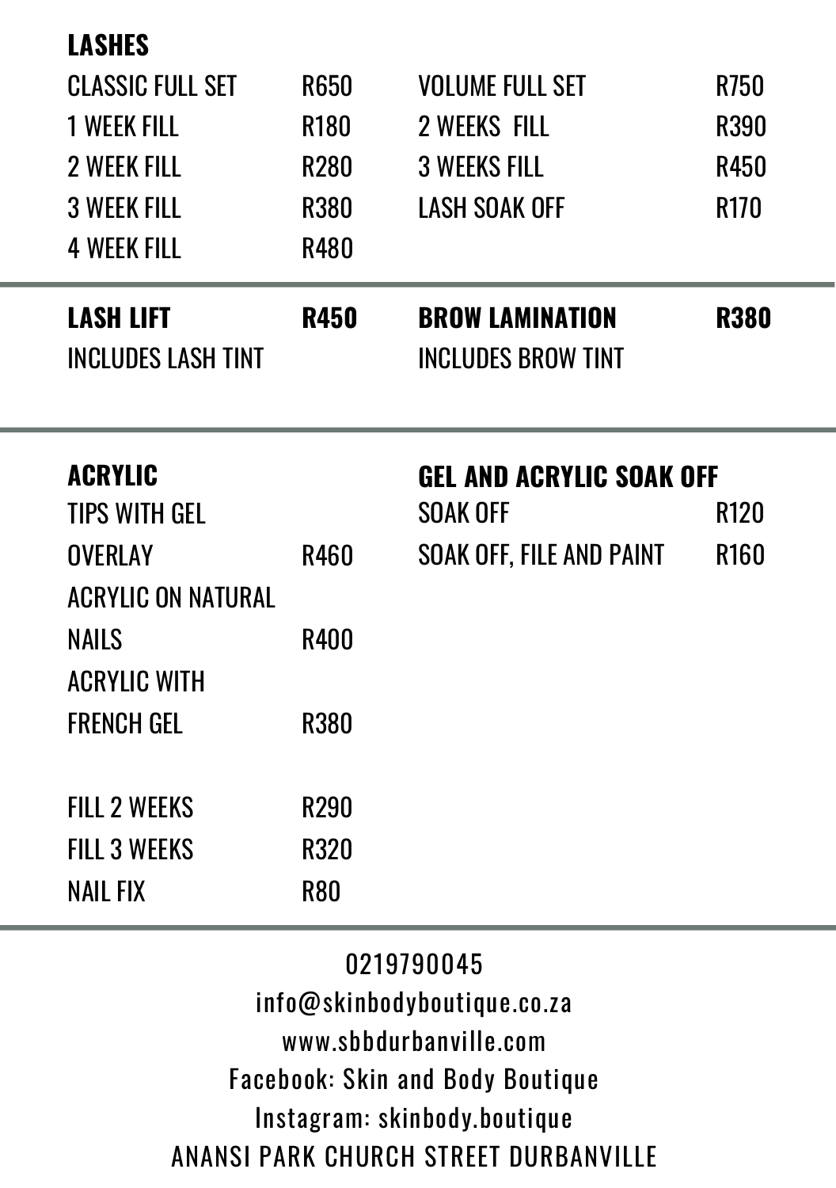## LASHES

| | | | |
|---|---|---|---|
| CLASSIC FULL SET | R650 | VOLUME FULL SET | R750 |
| 1 WEEK FILL | R180 | 2 WEEKS FILL | R390 |
| 2 WEEK FILL | R280 | 3 WEEKS FILL | R450 |
| 3 WEEK FILL | R380 | LASH SOAK OFF | R170 |
| 4 WEEK FILL | R480 | | |

---

**LASH LIFT** **R450**

INCLUDES LASH TINT

**BROW LAMINATION** **R380**

INCLUDES BROW TINT

---

## ACRYLIC

| | |
|---|---|
| TIPS WITH GEL OVERLAY | R460 |
| ACRYLIC ON NATURAL NAILS | R400 |
| ACRYLIC WITH FRENCH GEL | R380 |
| FILL 2 WEEKS | R290 |
| FILL 3 WEEKS | R320 |
| NAIL FIX | R80 |

## GEL AND ACRYLIC SOAK OFF

| | |
|---|---|
| SOAK OFF | R120 |
| SOAK OFF, FILE AND PAINT | R160 |

---

0219790045

info@skinbodyboutique.co.za

www.sbbdurbanville.com

Facebook: Skin and Body Boutique

Instagram: skinbody.boutique

ANANSI PARK CHURCH STREET DURBANVILLE